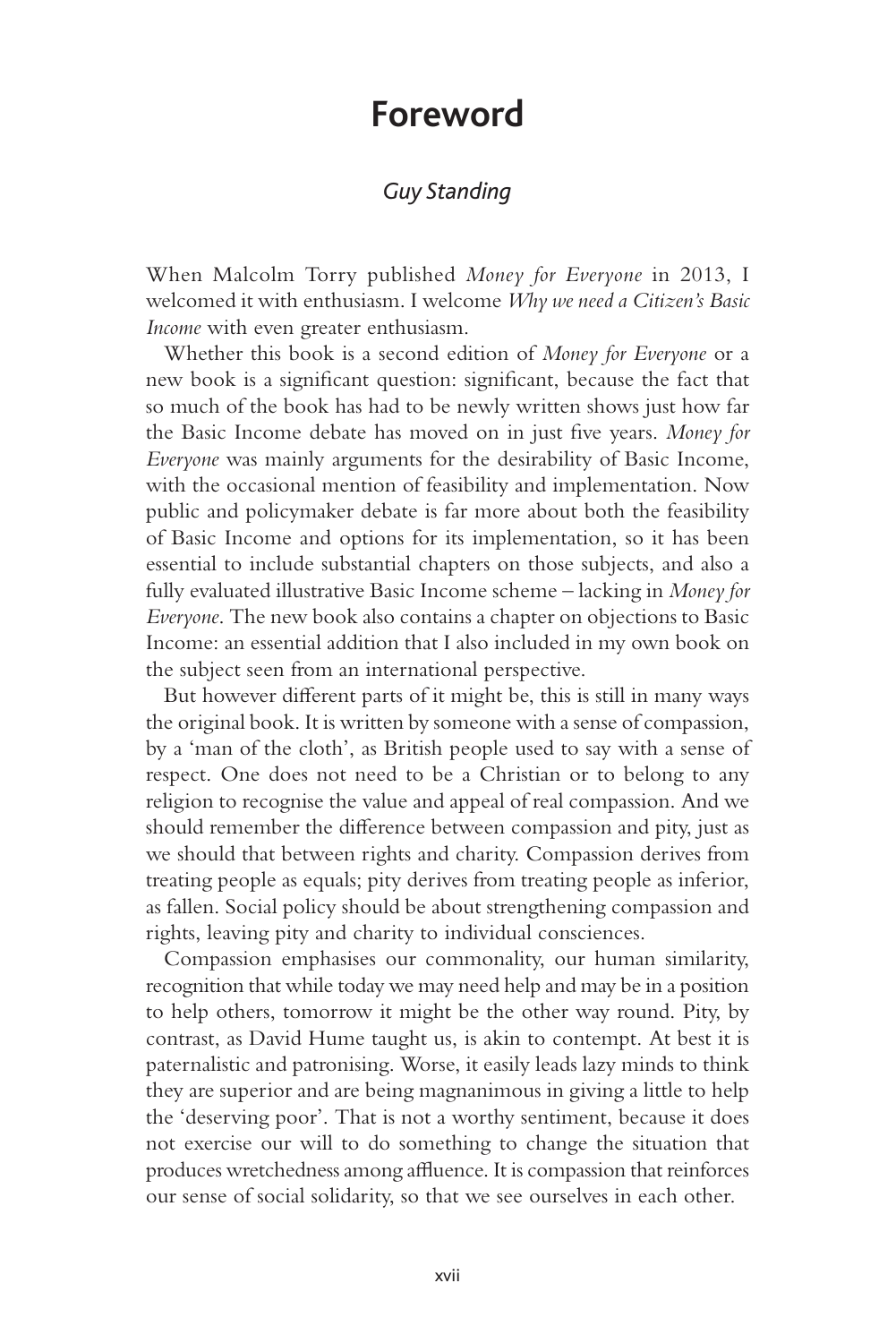# Foreword

## *Guy Standing*

When Malcolm Torry published *Money for Everyone* in 2013, I welcomed it with enthusiasm. I welcome *Why we need a Citizen's Basic Income* with even greater enthusiasm.

Whether this book is a second edition of *Money for Everyone* or a new book is a significant question: significant, because the fact that so much of the book has had to be newly written shows just how far the Basic Income debate has moved on in just five years. *Money for Everyone* was mainly arguments for the desirability of Basic Income, with the occasional mention of feasibility and implementation. Now public and policymaker debate is far more about both the feasibility of Basic Income and options for its implementation, so it has been essential to include substantial chapters on those subjects, and also a fully evaluated illustrative Basic Income scheme – lacking in *Money for Everyone*. The new book also contains a chapter on objections to Basic Income: an essential addition that I also included in my own book on the subject seen from an international perspective.

But however different parts of it might be, this is still in many ways the original book. It is written by someone with a sense of compassion, by a 'man of the cloth', as British people used to say with a sense of respect. One does not need to be a Christian or to belong to any religion to recognise the value and appeal of real compassion. And we should remember the difference between compassion and pity, just as we should that between rights and charity. Compassion derives from treating people as equals; pity derives from treating people as inferior, as fallen. Social policy should be about strengthening compassion and rights, leaving pity and charity to individual consciences.

Compassion emphasises our commonality, our human similarity, recognition that while today we may need help and may be in a position to help others, tomorrow it might be the other way round. Pity, by contrast, as David Hume taught us, is akin to contempt. At best it is paternalistic and patronising. Worse, it easily leads lazy minds to think they are superior and are being magnanimous in giving a little to help the 'deserving poor'. That is not a worthy sentiment, because it does not exercise our will to do something to change the situation that produces wretchedness among affluence. It is compassion that reinforces our sense of social solidarity, so that we see ourselves in each other.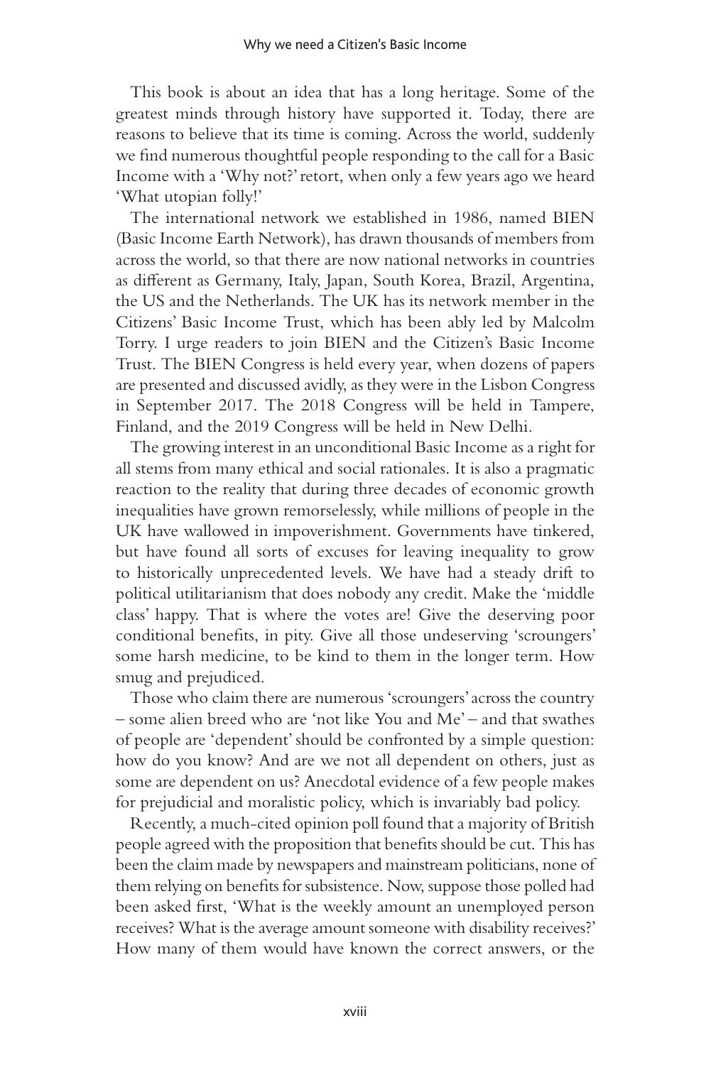This book is about an idea that has a long heritage. Some of the greatest minds through history have supported it. Today, there are reasons to believe that its time is coming. Across the world, suddenly we find numerous thoughtful people responding to the call for a Basic Income with a 'Why not?' retort, when only a few years ago we heard 'What utopian folly!'

The international network we established in 1986, named BIEN (Basic Income Earth Network), has drawn thousands of members from across the world, so that there are now national networks in countries as different as Germany, Italy, Japan, South Korea, Brazil, Argentina, the US and the Netherlands. The UK has its network member in the Citizens' Basic Income Trust, which has been ably led by Malcolm Torry. I urge readers to join BIEN and the Citizen's Basic Income Trust. The BIEN Congress is held every year, when dozens of papers are presented and discussed avidly, as they were in the Lisbon Congress in September 2017. The 2018 Congress will be held in Tampere, Finland, and the 2019 Congress will be held in New Delhi.

The growing interest in an unconditional Basic Income as a right for all stems from many ethical and social rationales. It is also a pragmatic reaction to the reality that during three decades of economic growth inequalities have grown remorselessly, while millions of people in the UK have wallowed in impoverishment. Governments have tinkered, but have found all sorts of excuses for leaving inequality to grow to historically unprecedented levels. We have had a steady drift to political utilitarianism that does nobody any credit. Make the 'middle class' happy. That is where the votes are! Give the deserving poor conditional benefits, in pity. Give all those undeserving 'scroungers' some harsh medicine, to be kind to them in the longer term. How smug and prejudiced.

Those who claim there are numerous 'scroungers' across the country – some alien breed who are 'not like You and Me' – and that swathes of people are 'dependent' should be confronted by a simple question: how do you know? And are we not all dependent on others, just as some are dependent on us? Anecdotal evidence of a few people makes for prejudicial and moralistic policy, which is invariably bad policy.

Recently, a much-cited opinion poll found that a majority of British people agreed with the proposition that benefits should be cut. This has been the claim made by newspapers and mainstream politicians, none of them relying on benefits for subsistence. Now, suppose those polled had been asked first, 'What is the weekly amount an unemployed person receives? What is the average amount someone with disability receives?' How many of them would have known the correct answers, or the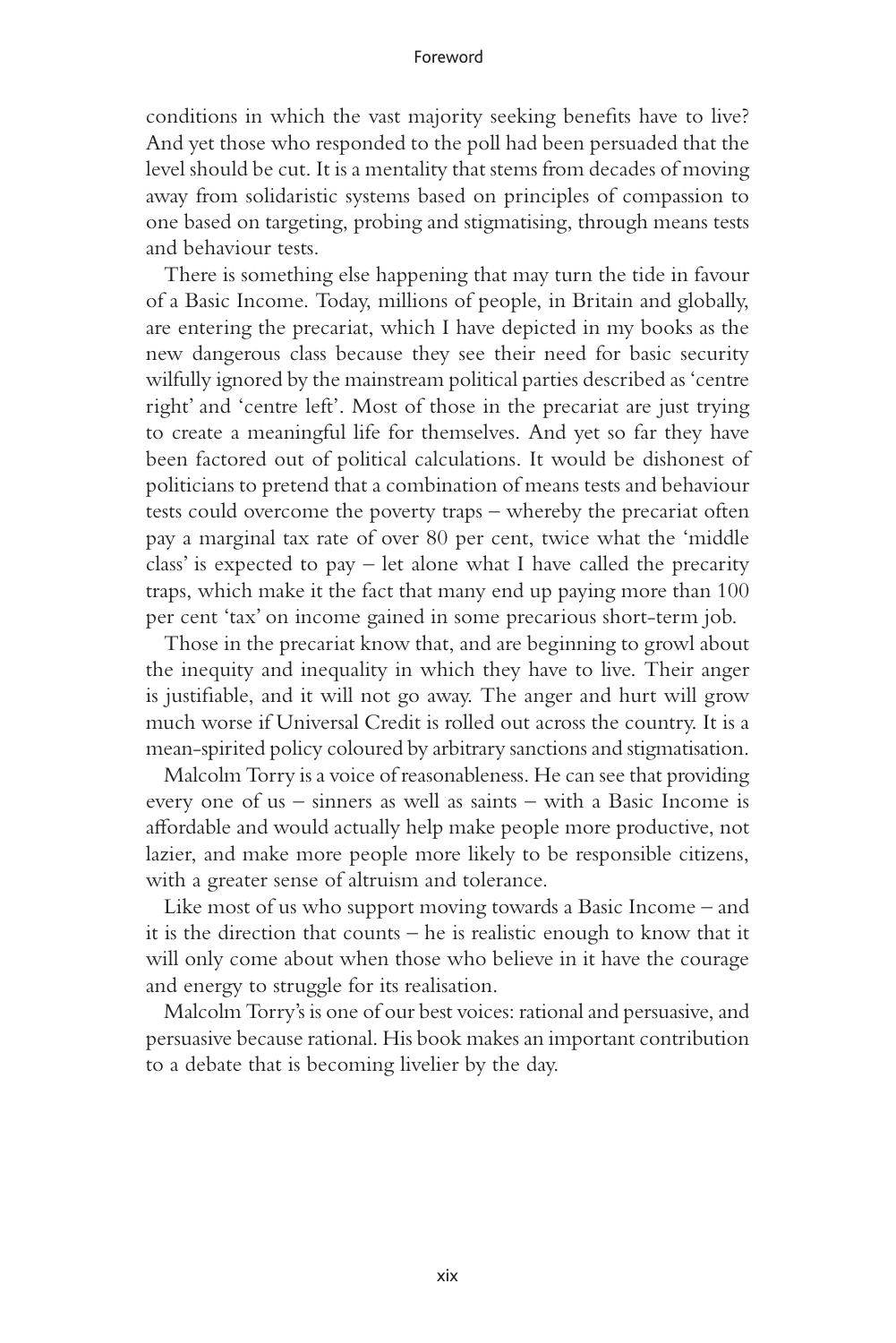conditions in which the vast majority seeking benefits have to live? And yet those who responded to the poll had been persuaded that the level should be cut. It is a mentality that stems from decades of moving away from solidaristic systems based on principles of compassion to one based on targeting, probing and stigmatising, through means tests and behaviour tests.

There is something else happening that may turn the tide in favour of a Basic Income. Today, millions of people, in Britain and globally, are entering the precariat, which I have depicted in my books as the new dangerous class because they see their need for basic security wilfully ignored by the mainstream political parties described as 'centre right' and 'centre left'. Most of those in the precariat are just trying to create a meaningful life for themselves. And yet so far they have been factored out of political calculations. It would be dishonest of politicians to pretend that a combination of means tests and behaviour tests could overcome the poverty traps – whereby the precariat often pay a marginal tax rate of over 80 per cent, twice what the 'middle class' is expected to pay – let alone what I have called the precarity traps, which make it the fact that many end up paying more than 100 per cent 'tax' on income gained in some precarious short-term job.

Those in the precariat know that, and are beginning to growl about the inequity and inequality in which they have to live. Their anger is justifiable, and it will not go away. The anger and hurt will grow much worse if Universal Credit is rolled out across the country. It is a mean-spirited policy coloured by arbitrary sanctions and stigmatisation.

Malcolm Torry is a voice of reasonableness. He can see that providing every one of us – sinners as well as saints – with a Basic Income is affordable and would actually help make people more productive, not lazier, and make more people more likely to be responsible citizens, with a greater sense of altruism and tolerance.

Like most of us who support moving towards a Basic Income – and it is the direction that counts – he is realistic enough to know that it will only come about when those who believe in it have the courage and energy to struggle for its realisation.

Malcolm Torry's is one of our best voices: rational and persuasive, and persuasive because rational. His book makes an important contribution to a debate that is becoming livelier by the day.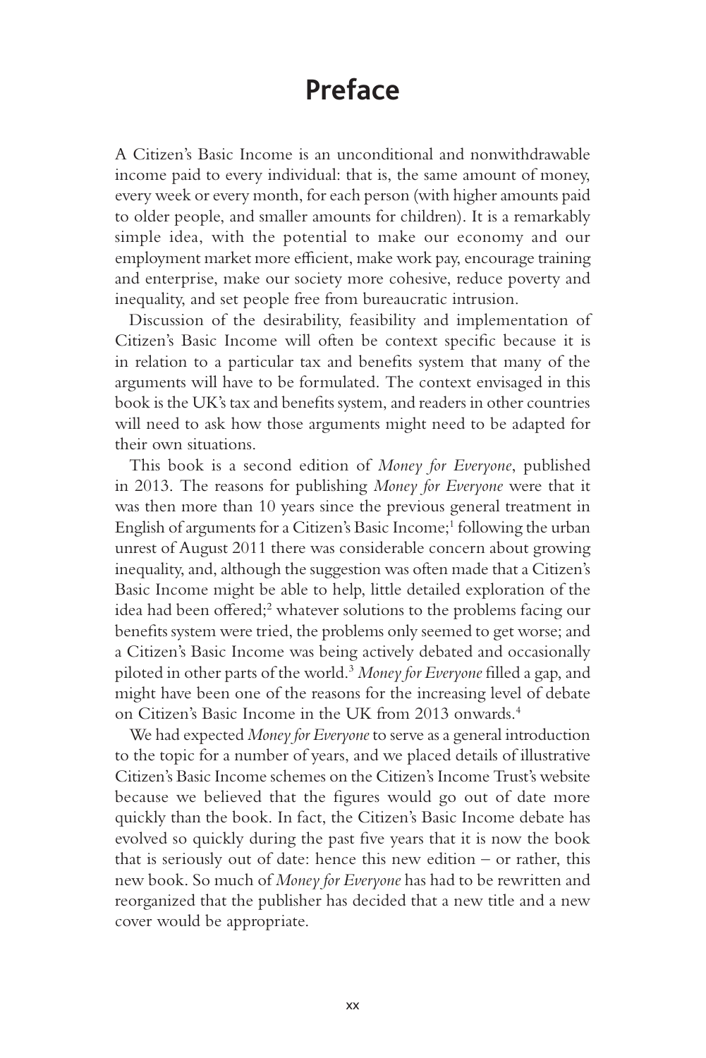# Preface

A Citizen's Basic Income is an unconditional and nonwithdrawable income paid to every individual: that is, the same amount of money, every week or every month, for each person (with higher amounts paid to older people, and smaller amounts for children). It is a remarkably simple idea, with the potential to make our economy and our employment market more efficient, make work pay, encourage training and enterprise, make our society more cohesive, reduce poverty and inequality, and set people free from bureaucratic intrusion.

Discussion of the desirability, feasibility and implementation of Citizen's Basic Income will often be context specific because it is in relation to a particular tax and benefits system that many of the arguments will have to be formulated. The context envisaged in this book is the UK's tax and benefits system, and readers in other countries will need to ask how those arguments might need to be adapted for their own situations.

This book is a second edition of *Money for Everyone*, published in 2013. The reasons for publishing *Money for Everyone* were that it was then more than 10 years since the previous general treatment in English of arguments for a Citizen's Basic Income;[1] following the urban unrest of August 2011 there was considerable concern about growing inequality, and, although the suggestion was often made that a Citizen's Basic Income might be able to help, little detailed exploration of the idea had been offered;[2] whatever solutions to the problems facing our benefits system were tried, the problems only seemed to get worse; and a Citizen's Basic Income was being actively debated and occasionally piloted in other parts of the world.[3] *Money for Everyone* filled a gap, and might have been one of the reasons for the increasing level of debate on Citizen's Basic Income in the UK from 2013 onwards.[4]

We had expected *Money for Everyone* to serve as a general introduction to the topic for a number of years, and we placed details of illustrative Citizen's Basic Income schemes on the Citizen's Income Trust's website because we believed that the figures would go out of date more quickly than the book. In fact, the Citizen's Basic Income debate has evolved so quickly during the past five years that it is now the book that is seriously out of date: hence this new edition – or rather, this new book. So much of *Money for Everyone* has had to be rewritten and reorganized that the publisher has decided that a new title and a new cover would be appropriate.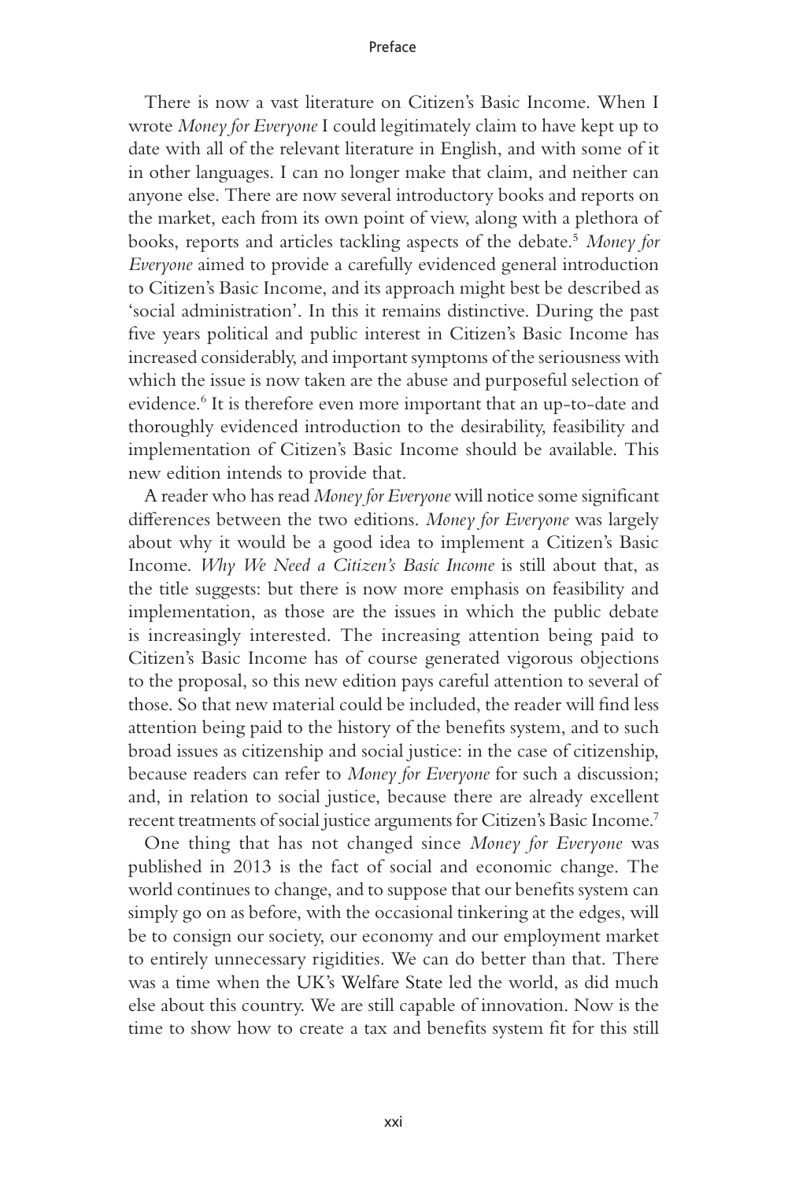There is now a vast literature on Citizen's Basic Income. When I wrote *Money for Everyone* I could legitimately claim to have kept up to date with all of the relevant literature in English, and with some of it in other languages. I can no longer make that claim, and neither can anyone else. There are now several introductory books and reports on the market, each from its own point of view, along with a plethora of books, reports and articles tackling aspects of the debate.[5] *Money for Everyone* aimed to provide a carefully evidenced general introduction to Citizen's Basic Income, and its approach might best be described as 'social administration'. In this it remains distinctive. During the past five years political and public interest in Citizen's Basic Income has increased considerably, and important symptoms of the seriousness with which the issue is now taken are the abuse and purposeful selection of evidence.[6] It is therefore even more important that an up-to-date and thoroughly evidenced introduction to the desirability, feasibility and implementation of Citizen's Basic Income should be available. This new edition intends to provide that.

A reader who has read *Money for Everyone* will notice some significant differences between the two editions. *Money for Everyone* was largely about why it would be a good idea to implement a Citizen's Basic Income. *Why We Need a Citizen's Basic Income* is still about that, as the title suggests: but there is now more emphasis on feasibility and implementation, as those are the issues in which the public debate is increasingly interested. The increasing attention being paid to Citizen's Basic Income has of course generated vigorous objections to the proposal, so this new edition pays careful attention to several of those. So that new material could be included, the reader will find less attention being paid to the history of the benefits system, and to such broad issues as citizenship and social justice: in the case of citizenship, because readers can refer to *Money for Everyone* for such a discussion; and, in relation to social justice, because there are already excellent recent treatments of social justice arguments for Citizen's Basic Income.[7]

One thing that has not changed since *Money for Everyone* was published in 2013 is the fact of social and economic change. The world continues to change, and to suppose that our benefits system can simply go on as before, with the occasional tinkering at the edges, will be to consign our society, our economy and our employment market to entirely unnecessary rigidities. We can do better than that. There was a time when the UK's Welfare State led the world, as did much else about this country. We are still capable of innovation. Now is the time to show how to create a tax and benefits system fit for this still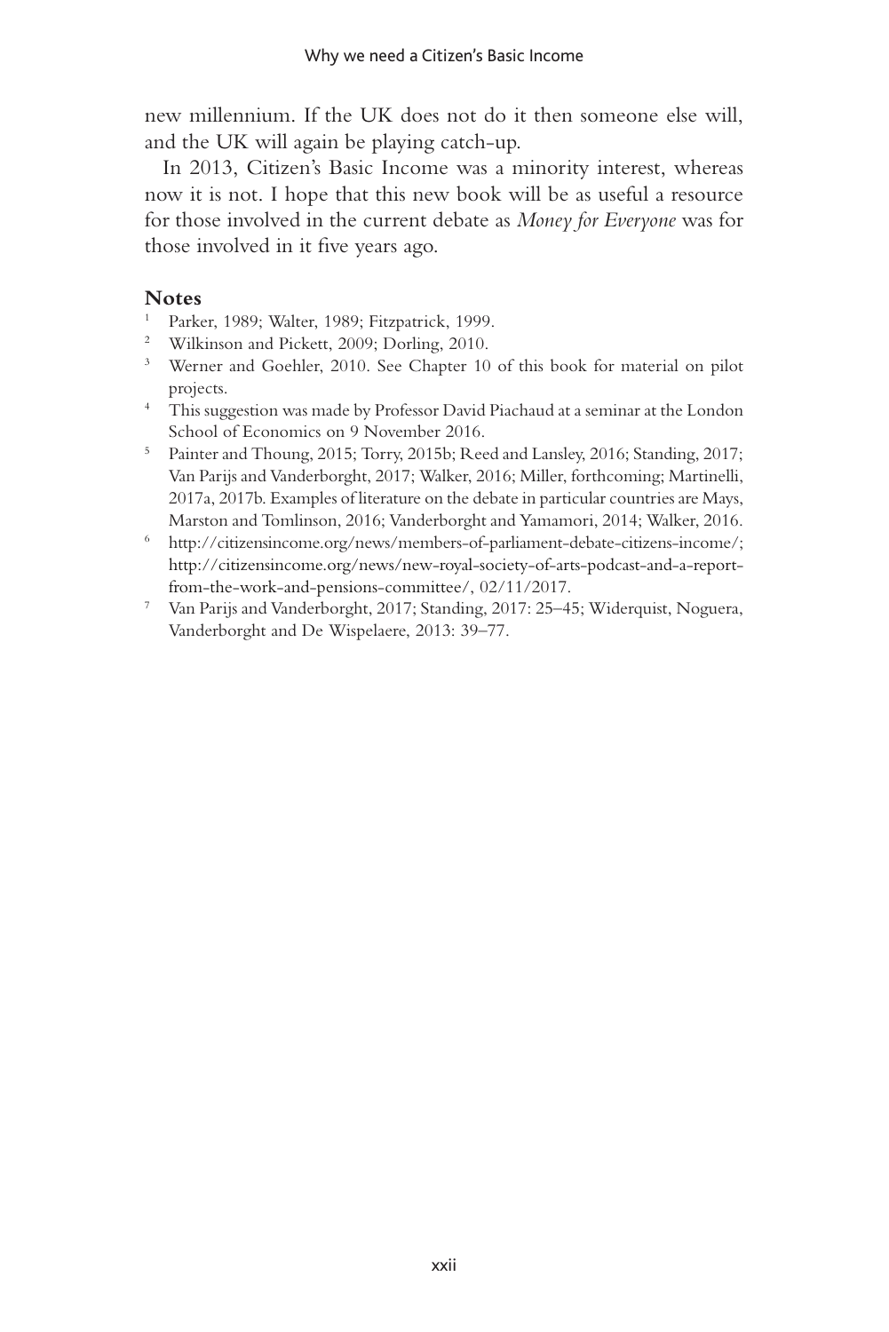new millennium. If the UK does not do it then someone else will, and the UK will again be playing catch-up.

In 2013, Citizen's Basic Income was a minority interest, whereas now it is not. I hope that this new book will be as useful a resource for those involved in the current debate as *Money for Everyone* was for those involved in it five years ago.

## Notes

1. Parker, 1989; Walter, 1989; Fitzpatrick, 1999.
2. Wilkinson and Pickett, 2009; Dorling, 2010.
3. Werner and Goehler, 2010. See Chapter 10 of this book for material on pilot projects.
4. This suggestion was made by Professor David Piachaud at a seminar at the London School of Economics on 9 November 2016.
5. Painter and Thoung, 2015; Torry, 2015b; Reed and Lansley, 2016; Standing, 2017; Van Parijs and Vanderborght, 2017; Walker, 2016; Miller, forthcoming; Martinelli, 2017a, 2017b. Examples of literature on the debate in particular countries are Mays, Marston and Tomlinson, 2016; Vanderborght and Yamamori, 2014; Walker, 2016.
6. http://citizensincome.org/news/members-of-parliament-debate-citizens-income/; http://citizensincome.org/news/new-royal-society-of-arts-podcast-and-a-report-from-the-work-and-pensions-committee/, 02/11/2017.
7. Van Parijs and Vanderborght, 2017; Standing, 2017: 25–45; Widerquist, Noguera, Vanderborght and De Wispelaere, 2013: 39–77.